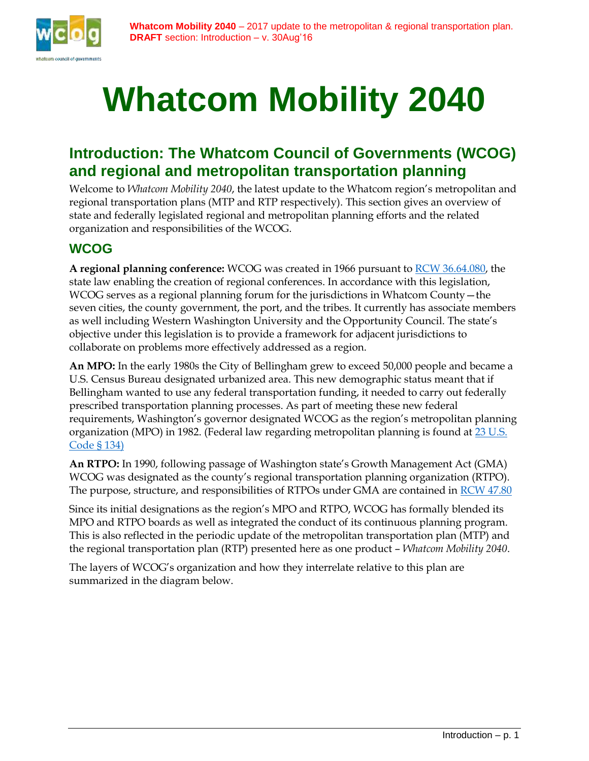# Whatcom Mobility 2040

## Introduction: The Whatcom Council of Governments (WCOG) and regional and metropolitan transportation planning

Welcome to *Whatcom Mobility 2040*, the latest update to the Whatcom region's metropolitan and regional transportation plans (MTP and RTP respectively). This section gives an overview of state and federally legislated regional and metropolitan planning efforts and the related organization and responsibilities of the WCOG.

### WCOG

**A regional planning conference:** WCOG was created in 1966 pursuant to RCW 36.64.080, the state law enabling the creation of regional conferences. In accordance with this legislation, WCOG serves as a regional planning forum for the jurisdictions in Whatcom County—the seven cities, the county government, the port, and the tribes. It currently has associate members as well including Western Washington University and the Opportunity Council. The state's objective under this legislation is to provide a framework for adjacent jurisdictions to collaborate on problems more effectively addressed as a region.

**An MPO:** In the early 1980s the City of Bellingham grew to exceed 50,000 people and became a U.S. Census Bureau designated urbanized area. This new demographic status meant that if Bellingham wanted to use any federal transportation funding, it needed to carry out federally prescribed transportation planning processes. As part of meeting these new federal requirements, Washington's governor designated WCOG as the region's metropolitan planning organization (MPO) in 1982. (Federal law regarding metropolitan planning is found at 23 U.S. Code § 134)

**An RTPO:** In 1990, following passage of Washington state's Growth Management Act (GMA) WCOG was designated as the county's regional transportation planning organization (RTPO). The purpose, structure, and responsibilities of RTPOs under GMA are contained in RCW 47.80

Since its initial designations as the region's MPO and RTPO, WCOG has formally blended its MPO and RTPO boards as well as integrated the conduct of its continuous planning program. This is also reflected in the periodic update of the metropolitan transportation plan (MTP) and the regional transportation plan (RTP) presented here as one product – *Whatcom Mobility 2040*.

The layers of WCOG's organization and how they interrelate relative to this plan are summarized in the diagram below.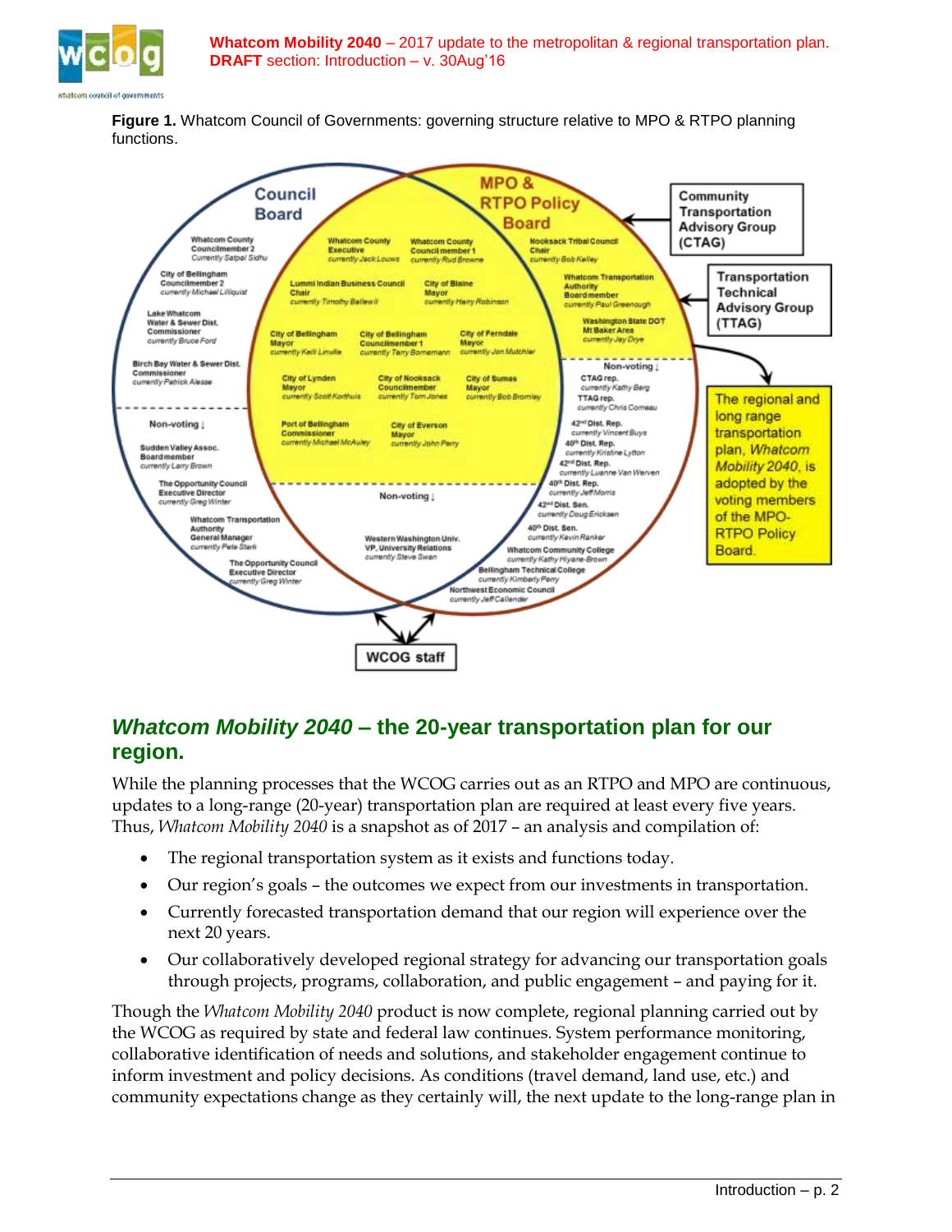**Figure 1.** Whatcom Council of Governments: governing structure relative to MPO & RTPO planning functions.

## *Whatcom Mobility 2040* – the 20-year transportation plan for our region.

While the planning processes that the WCOG carries out as an RTPO and MPO are continuous, updates to a long-range (20-year) transportation plan are required at least every five years. Thus, *Whatcom Mobility 2040* is a snapshot as of 2017 – an analysis and compilation of:

- The regional transportation system as it exists and functions today.
- Our region's goals – the outcomes we expect from our investments in transportation.
- Currently forecasted transportation demand that our region will experience over the next 20 years.
- Our collaboratively developed regional strategy for advancing our transportation goals through projects, programs, collaboration, and public engagement – and paying for it.

Though the *Whatcom Mobility 2040* product is now complete, regional planning carried out by the WCOG as required by state and federal law continues. System performance monitoring, collaborative identification of needs and solutions, and stakeholder engagement continue to inform investment and policy decisions. As conditions (travel demand, land use, etc.) and community expectations change as they certainly will, the next update to the long-range plan in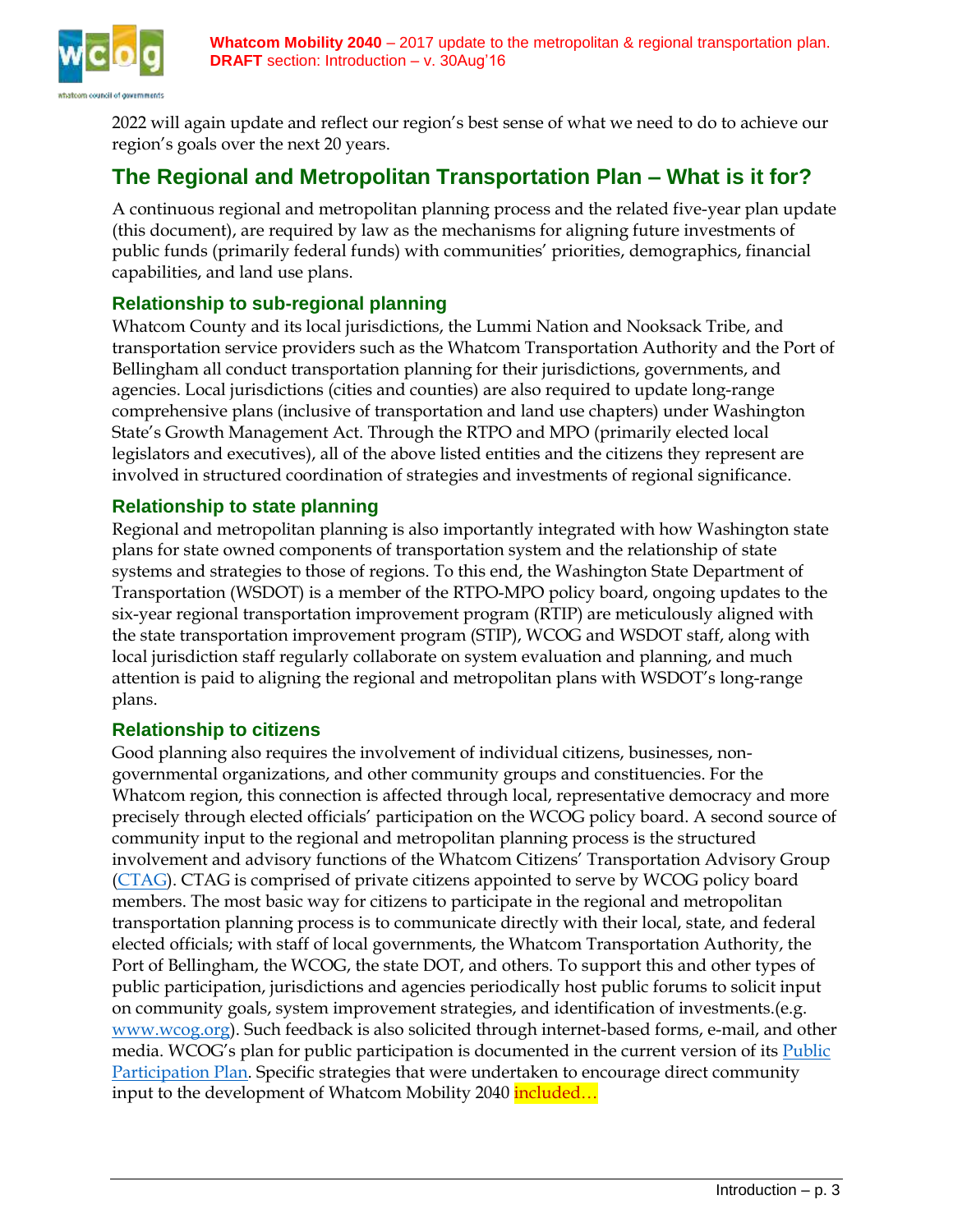2022 will again update and reflect our region's best sense of what we need to do to achieve our region's goals over the next 20 years.

## The Regional and Metropolitan Transportation Plan – What is it for?

A continuous regional and metropolitan planning process and the related five-year plan update (this document), are required by law as the mechanisms for aligning future investments of public funds (primarily federal funds) with communities' priorities, demographics, financial capabilities, and land use plans.

### Relationship to sub-regional planning

Whatcom County and its local jurisdictions, the Lummi Nation and Nooksack Tribe, and transportation service providers such as the Whatcom Transportation Authority and the Port of Bellingham all conduct transportation planning for their jurisdictions, governments, and agencies. Local jurisdictions (cities and counties) are also required to update long-range comprehensive plans (inclusive of transportation and land use chapters) under Washington State's Growth Management Act. Through the RTPO and MPO (primarily elected local legislators and executives), all of the above listed entities and the citizens they represent are involved in structured coordination of strategies and investments of regional significance.

### Relationship to state planning

Regional and metropolitan planning is also importantly integrated with how Washington state plans for state owned components of transportation system and the relationship of state systems and strategies to those of regions. To this end, the Washington State Department of Transportation (WSDOT) is a member of the RTPO-MPO policy board, ongoing updates to the six-year regional transportation improvement program (RTIP) are meticulously aligned with the state transportation improvement program (STIP), WCOG and WSDOT staff, along with local jurisdiction staff regularly collaborate on system evaluation and planning, and much attention is paid to aligning the regional and metropolitan plans with WSDOT's long-range plans.

### Relationship to citizens

Good planning also requires the involvement of individual citizens, businesses, non-governmental organizations, and other community groups and constituencies. For the Whatcom region, this connection is affected through local, representative democracy and more precisely through elected officials' participation on the WCOG policy board. A second source of community input to the regional and metropolitan planning process is the structured involvement and advisory functions of the Whatcom Citizens' Transportation Advisory Group (CTAG). CTAG is comprised of private citizens appointed to serve by WCOG policy board members. The most basic way for citizens to participate in the regional and metropolitan transportation planning process is to communicate directly with their local, state, and federal elected officials; with staff of local governments, the Whatcom Transportation Authority, the Port of Bellingham, the WCOG, the state DOT, and others. To support this and other types of public participation, jurisdictions and agencies periodically host public forums to solicit input on community goals, system improvement strategies, and identification of investments.(e.g. www.wcog.org). Such feedback is also solicited through internet-based forms, e-mail, and other media. WCOG's plan for public participation is documented in the current version of its Public Participation Plan. Specific strategies that were undertaken to encourage direct community input to the development of Whatcom Mobility 2040 included…